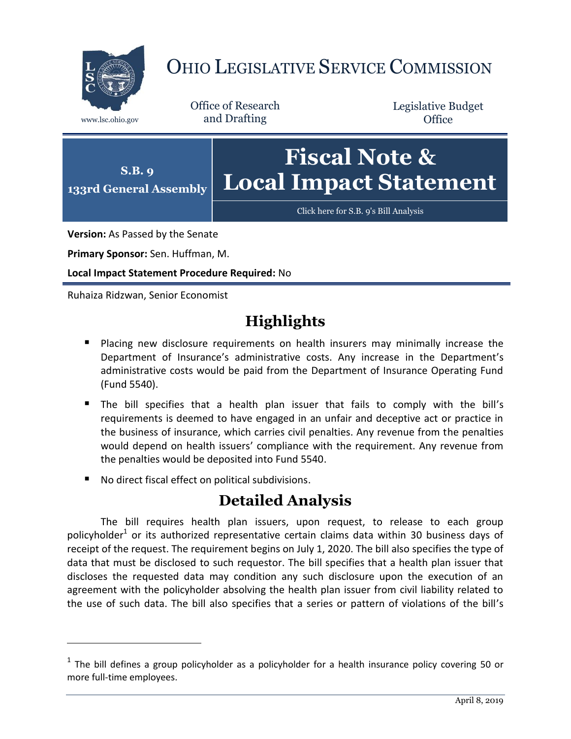# OHIO LEGISLATIVE SERVICE COMMISSION

www.lsc.ohio.gov

Office of Research and Drafting

Legislative Budget Office

**S.B. 9**
**133rd General Assembly**

# Fiscal Note & Local Impact Statement

Click here for S.B. 9's Bill Analysis

**Version:** As Passed by the Senate

**Primary Sponsor:** Sen. Huffman, M.

**Local Impact Statement Procedure Required:** No

Ruhaiza Ridzwan, Senior Economist

## Highlights

- Placing new disclosure requirements on health insurers may minimally increase the Department of Insurance's administrative costs. Any increase in the Department's administrative costs would be paid from the Department of Insurance Operating Fund (Fund 5540).
- The bill specifies that a health plan issuer that fails to comply with the bill's requirements is deemed to have engaged in an unfair and deceptive act or practice in the business of insurance, which carries civil penalties. Any revenue from the penalties would depend on health issuers' compliance with the requirement. Any revenue from the penalties would be deposited into Fund 5540.
- No direct fiscal effect on political subdivisions.

## Detailed Analysis

The bill requires health plan issuers, upon request, to release to each group policyholder[1] or its authorized representative certain claims data within 30 business days of receipt of the request. The requirement begins on July 1, 2020. The bill also specifies the type of data that must be disclosed to such requestor. The bill specifies that a health plan issuer that discloses the requested data may condition any such disclosure upon the execution of an agreement with the policyholder absolving the health plan issuer from civil liability related to the use of such data. The bill also specifies that a series or pattern of violations of the bill's

[1] The bill defines a group policyholder as a policyholder for a health insurance policy covering 50 or more full-time employees.

April 8, 2019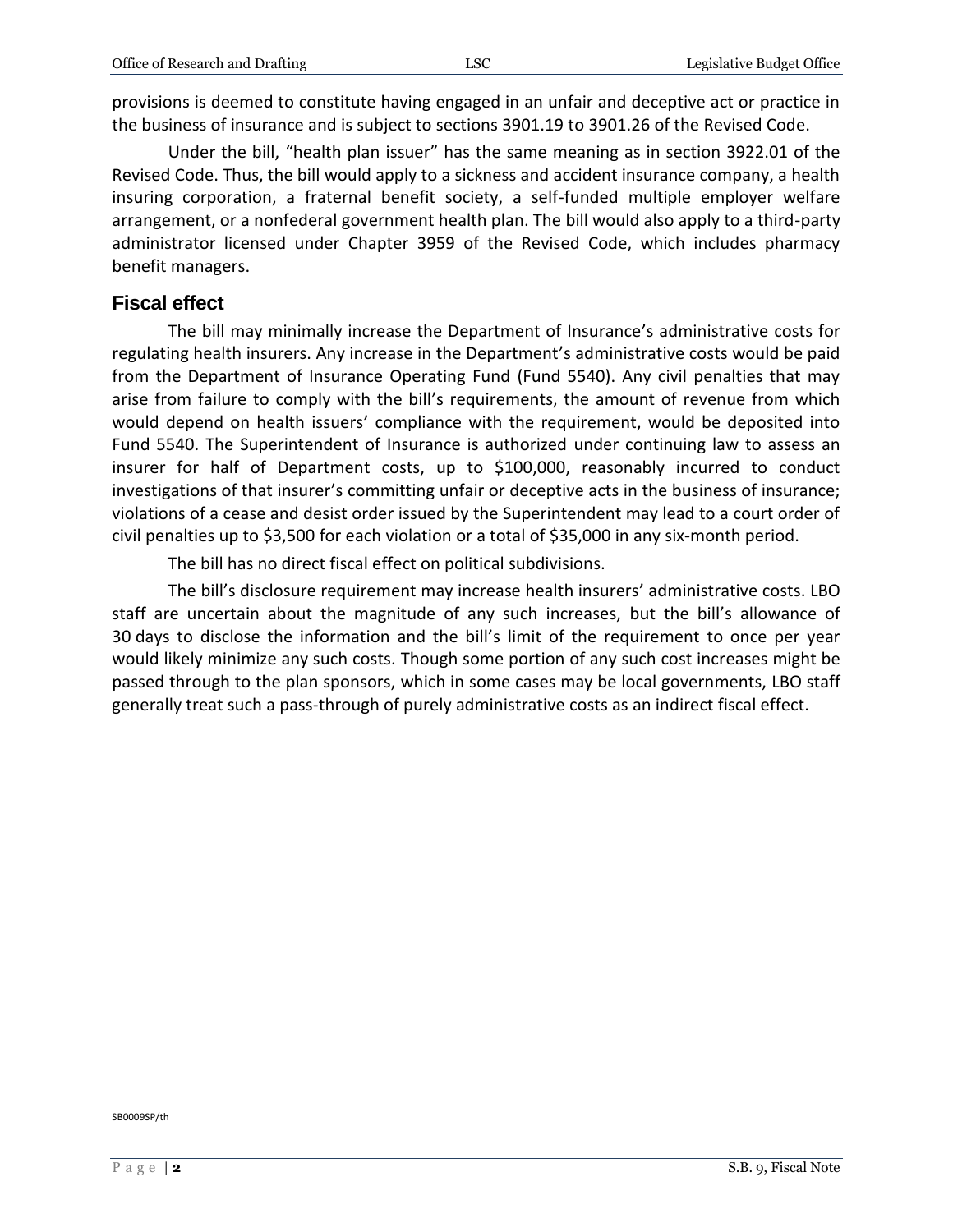provisions is deemed to constitute having engaged in an unfair and deceptive act or practice in the business of insurance and is subject to sections 3901.19 to 3901.26 of the Revised Code.

Under the bill, "health plan issuer" has the same meaning as in section 3922.01 of the Revised Code. Thus, the bill would apply to a sickness and accident insurance company, a health insuring corporation, a fraternal benefit society, a self-funded multiple employer welfare arrangement, or a nonfederal government health plan. The bill would also apply to a third-party administrator licensed under Chapter 3959 of the Revised Code, which includes pharmacy benefit managers.

## Fiscal effect

The bill may minimally increase the Department of Insurance's administrative costs for regulating health insurers. Any increase in the Department's administrative costs would be paid from the Department of Insurance Operating Fund (Fund 5540). Any civil penalties that may arise from failure to comply with the bill's requirements, the amount of revenue from which would depend on health issuers' compliance with the requirement, would be deposited into Fund 5540. The Superintendent of Insurance is authorized under continuing law to assess an insurer for half of Department costs, up to $100,000, reasonably incurred to conduct investigations of that insurer's committing unfair or deceptive acts in the business of insurance; violations of a cease and desist order issued by the Superintendent may lead to a court order of civil penalties up to $3,500 for each violation or a total of $35,000 in any six-month period.

The bill has no direct fiscal effect on political subdivisions.

The bill's disclosure requirement may increase health insurers' administrative costs. LBO staff are uncertain about the magnitude of any such increases, but the bill's allowance of 30 days to disclose the information and the bill's limit of the requirement to once per year would likely minimize any such costs. Though some portion of any such cost increases might be passed through to the plan sponsors, which in some cases may be local governments, LBO staff generally treat such a pass-through of purely administrative costs as an indirect fiscal effect.

SB0009SP/th